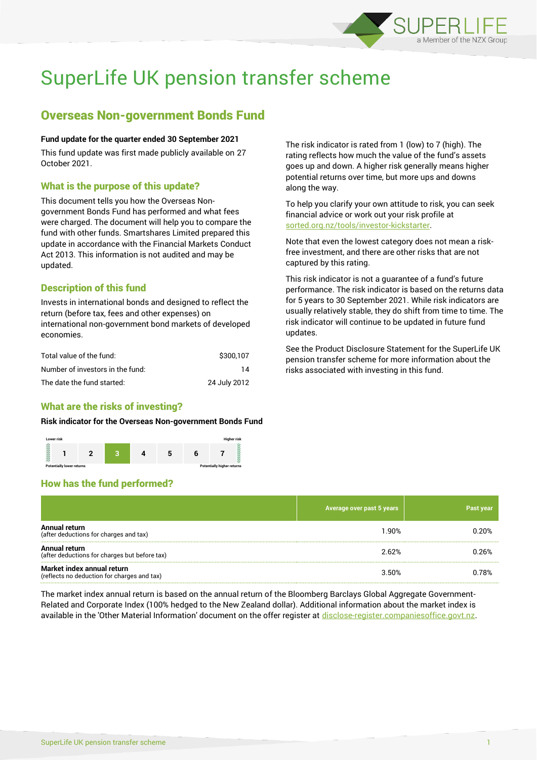# SuperLife UK pension transfer scheme

## Overseas Non-government Bonds Fund

**Fund update for the quarter ended 30 September 2021**

This fund update was first made publicly available on 27 October 2021.

### What is the purpose of this update?

This document tells you how the Overseas Non-government Bonds Fund has performed and what fees were charged. The document will help you to compare the fund with other funds. Smartshares Limited prepared this update in accordance with the Financial Markets Conduct Act 2013. This information is not audited and may be updated.

### Description of this fund

Invests in international bonds and designed to reflect the return (before tax, fees and other expenses) on international non-government bond markets of developed economies.

| | |
|---|---|
| Total value of the fund: | $300,107 |
| Number of investors in the fund: | 14 |
| The date the fund started: | 24 July 2012 |

### What are the risks of investing?

**Risk indicator for the Overseas Non-government Bonds Fund**

| Lower risk | | | | | | Higher risk |
|---|---|---|---|---|---|---|
| 1 | 2 | **3** | 4 | 5 | 6 | 7 |
| Potentially lower returns | | | | | | Potentially higher returns |

The risk indicator is rated from 1 (low) to 7 (high). The rating reflects how much the value of the fund's assets goes up and down. A higher risk generally means higher potential returns over time, but more ups and downs along the way.

To help you clarify your own attitude to risk, you can seek financial advice or work out your risk profile at sorted.org.nz/tools/investor-kickstarter.

Note that even the lowest category does not mean a risk-free investment, and there are other risks that are not captured by this rating.

This risk indicator is not a guarantee of a fund's future performance. The risk indicator is based on the returns data for 5 years to 30 September 2021. While risk indicators are usually relatively stable, they do shift from time to time. The risk indicator will continue to be updated in future fund updates.

See the Product Disclosure Statement for the SuperLife UK pension transfer scheme for more information about the risks associated with investing in this fund.

### How has the fund performed?

| | Average over past 5 years | Past year |
|---|---|---|
| **Annual return** (after deductions for charges and tax) | 1.90% | 0.20% |
| **Annual return** (after deductions for charges but before tax) | 2.62% | 0.26% |
| **Market index annual return** (reflects no deduction for charges and tax) | 3.50% | 0.78% |

The market index annual return is based on the annual return of the Bloomberg Barclays Global Aggregate Government-Related and Corporate Index (100% hedged to the New Zealand dollar). Additional information about the market index is available in the 'Other Material Information' document on the offer register at disclose-register.companiesoffice.govt.nz.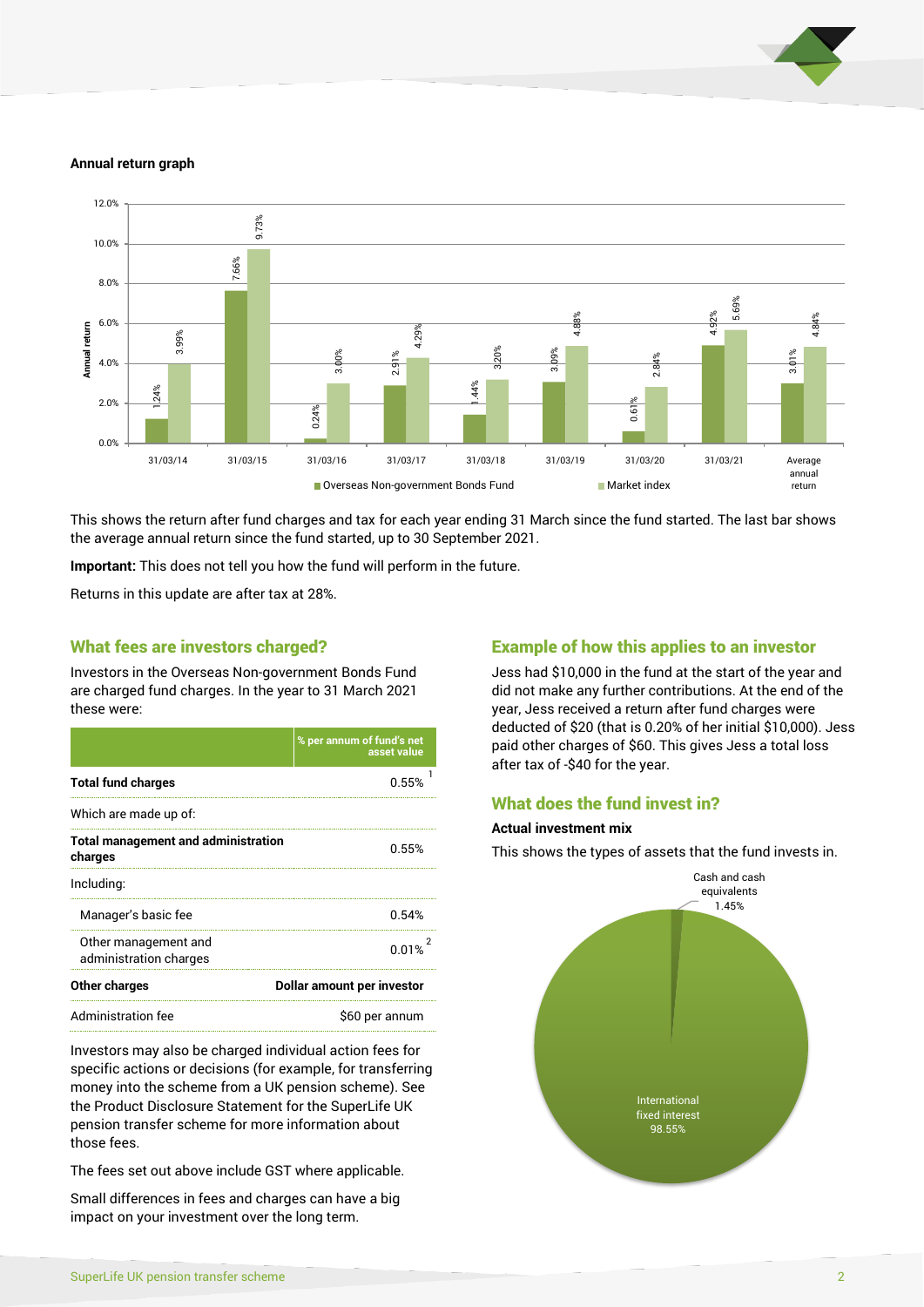**Annual return graph**

| Year | Overseas Non-government Bonds Fund | Market index |
|---|---|---|
| 31/03/14 | 1.24% | 3.99% |
| 31/03/15 | 7.66% | 9.73% |
| 31/03/16 | 0.24% | 3.00% |
| 31/03/17 | 2.91% | 4.29% |
| 31/03/18 | 1.44% | 3.20% |
| 31/03/19 | 3.09% | 4.88% |
| 31/03/20 | 0.61% | 2.84% |
| 31/03/21 | 4.92% | 5.69% |
| Average annual return | 3.01% | 4.84% |

This shows the return after fund charges and tax for each year ending 31 March since the fund started. The last bar shows the average annual return since the fund started, up to 30 September 2021.

**Important:** This does not tell you how the fund will perform in the future.

Returns in this update are after tax at 28%.

## What fees are investors charged?

Investors in the Overseas Non-government Bonds Fund are charged fund charges. In the year to 31 March 2021 these were:

| | % per annum of fund's net asset value |
|---|---|
| **Total fund charges** | 0.55% [1] |
| Which are made up of: | |
| **Total management and administration charges** | 0.55% |
| Including: | |
| Manager's basic fee | 0.54% |
| Other management and administration charges | 0.01% [2] |
| **Other charges** | **Dollar amount per investor** |
| Administration fee | $60 per annum |

Investors may also be charged individual action fees for specific actions or decisions (for example, for transferring money into the scheme from a UK pension scheme). See the Product Disclosure Statement for the SuperLife UK pension transfer scheme for more information about those fees.

The fees set out above include GST where applicable.

Small differences in fees and charges can have a big impact on your investment over the long term.

## Example of how this applies to an investor

Jess had $10,000 in the fund at the start of the year and did not make any further contributions. At the end of the year, Jess received a return after fund charges were deducted of $20 (that is 0.20% of her initial $10,000). Jess paid other charges of $60. This gives Jess a total loss after tax of -$40 for the year.

## What does the fund invest in?

### Actual investment mix

This shows the types of assets that the fund invests in.

| Asset type | % |
|---|---|
| Cash and cash equivalents | 1.45% |
| International fixed interest | 98.55% |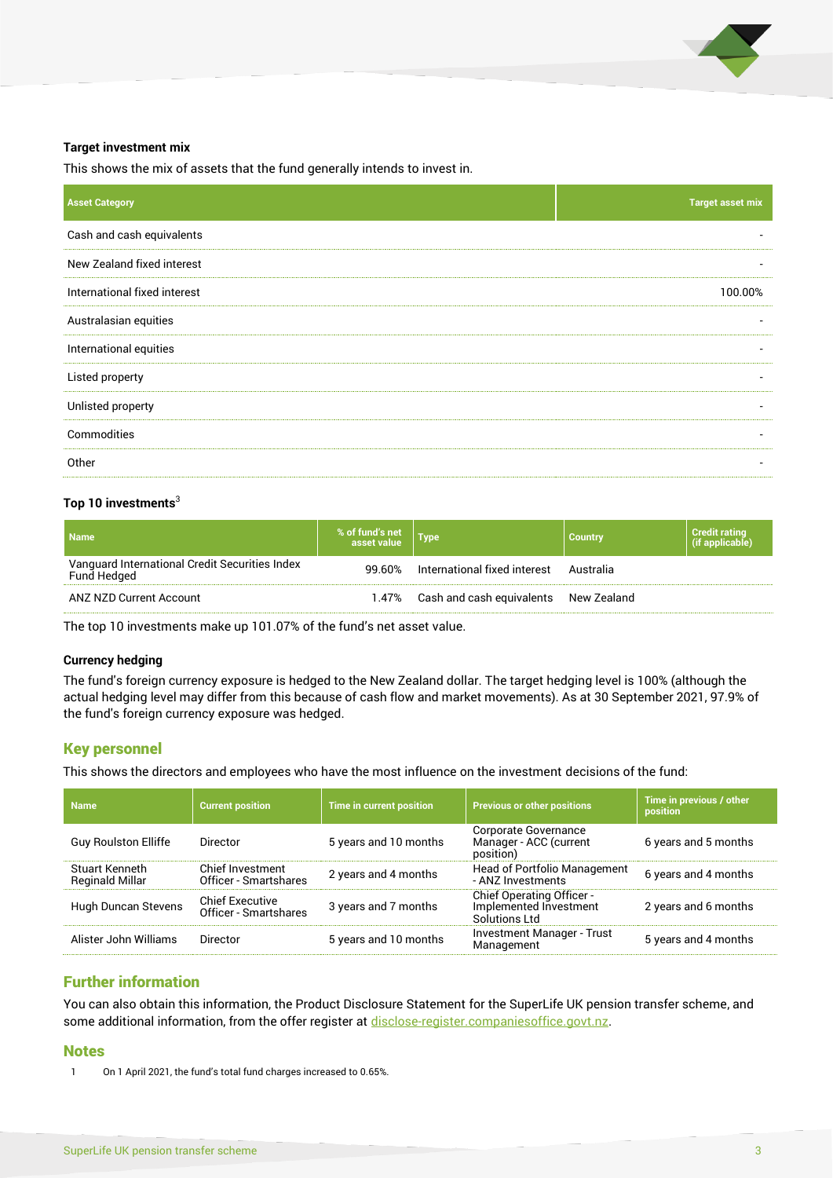### Target investment mix

This shows the mix of assets that the fund generally intends to invest in.

| Asset Category | Target asset mix |
|---|---|
| Cash and cash equivalents | - |
| New Zealand fixed interest | - |
| International fixed interest | 100.00% |
| Australasian equities | - |
| International equities | - |
| Listed property | - |
| Unlisted property | - |
| Commodities | - |
| Other | - |

### Top 10 investments[3]

| Name | % of fund's net asset value | Type | Country | Credit rating (if applicable) |
|---|---|---|---|---|
| Vanguard International Credit Securities Index Fund Hedged | 99.60% | International fixed interest | Australia | |
| ANZ NZD Current Account | 1.47% | Cash and cash equivalents | New Zealand | |

The top 10 investments make up 101.07% of the fund's net asset value.

### Currency hedging

The fund's foreign currency exposure is hedged to the New Zealand dollar. The target hedging level is 100% (although the actual hedging level may differ from this because of cash flow and market movements). As at 30 September 2021, 97.9% of the fund's foreign currency exposure was hedged.

## Key personnel

This shows the directors and employees who have the most influence on the investment decisions of the fund:

| Name | Current position | Time in current position | Previous or other positions | Time in previous / other position |
|---|---|---|---|---|
| Guy Roulston Elliffe | Director | 5 years and 10 months | Corporate Governance Manager - ACC (current position) | 6 years and 5 months |
| Stuart Kenneth Reginald Millar | Chief Investment Officer - Smartshares | 2 years and 4 months | Head of Portfolio Management - ANZ Investments | 6 years and 4 months |
| Hugh Duncan Stevens | Chief Executive Officer - Smartshares | 3 years and 7 months | Chief Operating Officer - Implemented Investment Solutions Ltd | 2 years and 6 months |
| Alister John Williams | Director | 5 years and 10 months | Investment Manager - Trust Management | 5 years and 4 months |

## Further information

You can also obtain this information, the Product Disclosure Statement for the SuperLife UK pension transfer scheme, and some additional information, from the offer register at disclose-register.companiesoffice.govt.nz.

## Notes

1 On 1 April 2021, the fund's total fund charges increased to 0.65%.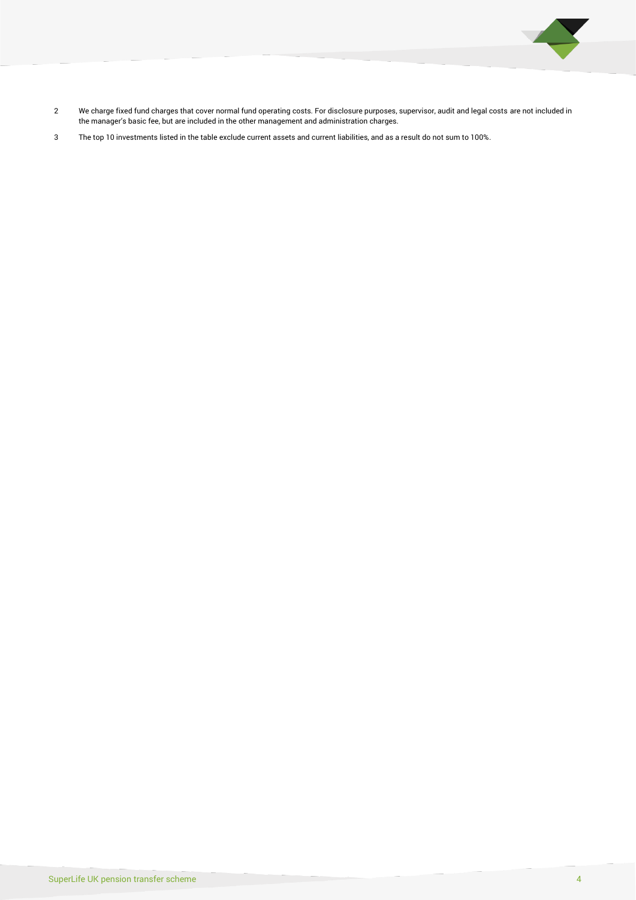2 We charge fixed fund charges that cover normal fund operating costs. For disclosure purposes, supervisor, audit and legal costs are not included in the manager's basic fee, but are included in the other management and administration charges.

3 The top 10 investments listed in the table exclude current assets and current liabilities, and as a result do not sum to 100%.